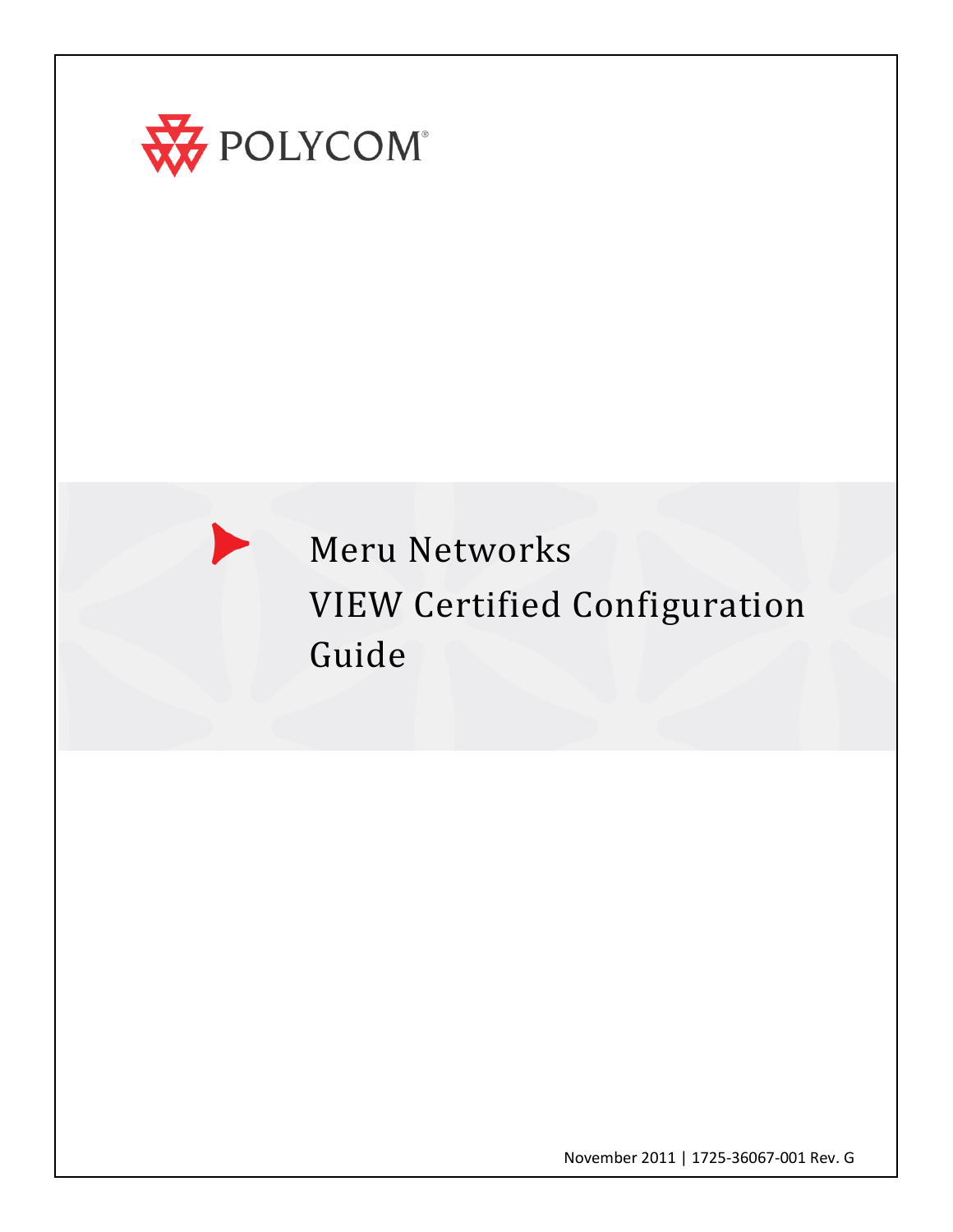POLYCOM

# Meru Networks VIEW Certified Configuration Guide

November 2011 | 1725-36067-001 Rev. G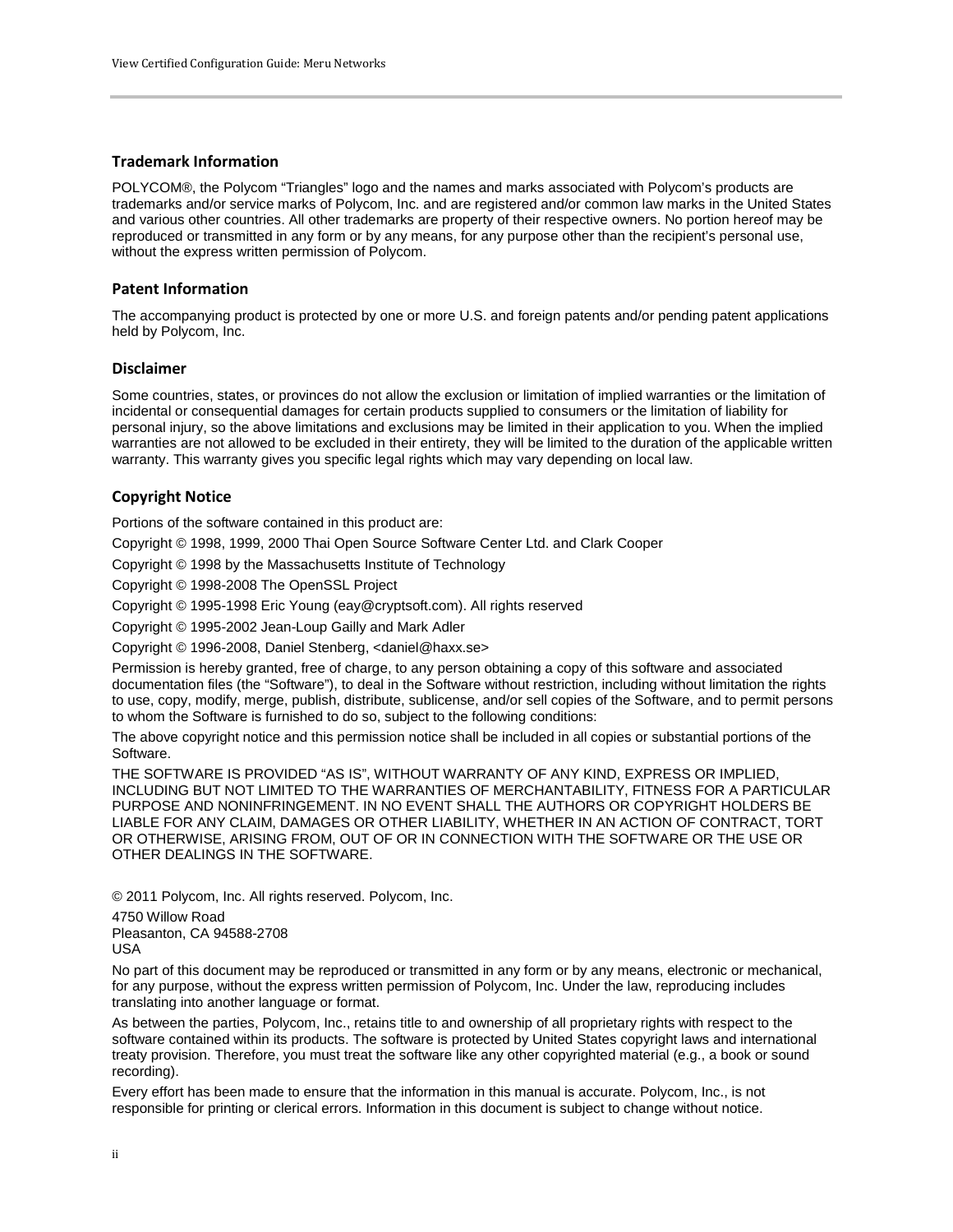## Trademark Information

POLYCOM®, the Polycom "Triangles" logo and the names and marks associated with Polycom's products are trademarks and/or service marks of Polycom, Inc. and are registered and/or common law marks in the United States and various other countries. All other trademarks are property of their respective owners. No portion hereof may be reproduced or transmitted in any form or by any means, for any purpose other than the recipient's personal use, without the express written permission of Polycom.

## Patent Information

The accompanying product is protected by one or more U.S. and foreign patents and/or pending patent applications held by Polycom, Inc.

## Disclaimer

Some countries, states, or provinces do not allow the exclusion or limitation of implied warranties or the limitation of incidental or consequential damages for certain products supplied to consumers or the limitation of liability for personal injury, so the above limitations and exclusions may be limited in their application to you. When the implied warranties are not allowed to be excluded in their entirety, they will be limited to the duration of the applicable written warranty. This warranty gives you specific legal rights which may vary depending on local law.

## Copyright Notice

Portions of the software contained in this product are:

Copyright © 1998, 1999, 2000 Thai Open Source Software Center Ltd. and Clark Cooper

Copyright © 1998 by the Massachusetts Institute of Technology

Copyright © 1998-2008 The OpenSSL Project

Copyright © 1995-1998 Eric Young (eay@cryptsoft.com). All rights reserved

Copyright © 1995-2002 Jean-Loup Gailly and Mark Adler

Copyright © 1996-2008, Daniel Stenberg, <daniel@haxx.se>

Permission is hereby granted, free of charge, to any person obtaining a copy of this software and associated documentation files (the "Software"), to deal in the Software without restriction, including without limitation the rights to use, copy, modify, merge, publish, distribute, sublicense, and/or sell copies of the Software, and to permit persons to whom the Software is furnished to do so, subject to the following conditions:

The above copyright notice and this permission notice shall be included in all copies or substantial portions of the Software.

THE SOFTWARE IS PROVIDED "AS IS", WITHOUT WARRANTY OF ANY KIND, EXPRESS OR IMPLIED, INCLUDING BUT NOT LIMITED TO THE WARRANTIES OF MERCHANTABILITY, FITNESS FOR A PARTICULAR PURPOSE AND NONINFRINGEMENT. IN NO EVENT SHALL THE AUTHORS OR COPYRIGHT HOLDERS BE LIABLE FOR ANY CLAIM, DAMAGES OR OTHER LIABILITY, WHETHER IN AN ACTION OF CONTRACT, TORT OR OTHERWISE, ARISING FROM, OUT OF OR IN CONNECTION WITH THE SOFTWARE OR THE USE OR OTHER DEALINGS IN THE SOFTWARE.

© 2011 Polycom, Inc. All rights reserved. Polycom, Inc.

4750 Willow Road
Pleasanton, CA 94588-2708
USA

No part of this document may be reproduced or transmitted in any form or by any means, electronic or mechanical, for any purpose, without the express written permission of Polycom, Inc. Under the law, reproducing includes translating into another language or format.

As between the parties, Polycom, Inc., retains title to and ownership of all proprietary rights with respect to the software contained within its products. The software is protected by United States copyright laws and international treaty provision. Therefore, you must treat the software like any other copyrighted material (e.g., a book or sound recording).

Every effort has been made to ensure that the information in this manual is accurate. Polycom, Inc., is not responsible for printing or clerical errors. Information in this document is subject to change without notice.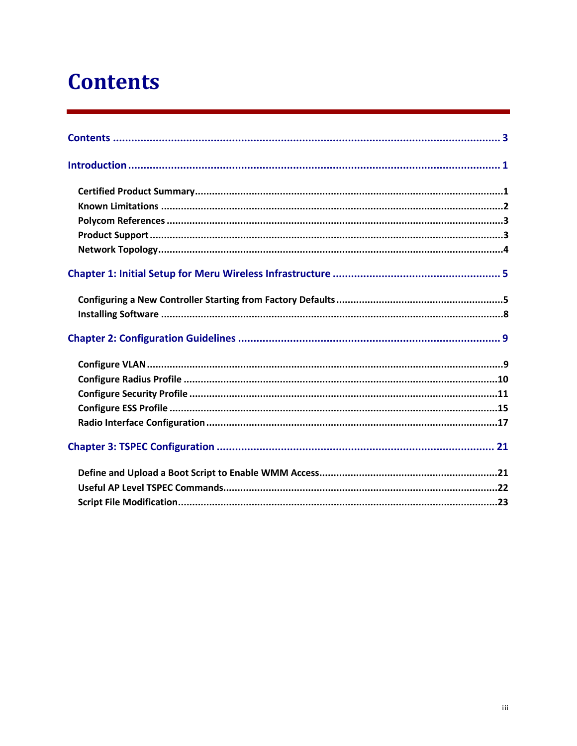# Contents

Contents ........................................................................................................................ 3

Introduction ..................................................................................................................... 1

- Certified Product Summary.............................................................................................1
- Known Limitations ..........................................................................................................2
- Polycom References .......................................................................................................3
- Product Support .............................................................................................................3
- Network Topology...........................................................................................................4

Chapter 1: Initial Setup for Meru Wireless Infrastructure ...................................................... 5

- Configuring a New Controller Starting from Factory Defaults...........................................5
- Installing Software ..........................................................................................................8

Chapter 2: Configuration Guidelines ..................................................................................... 9

- Configure VLAN ..............................................................................................................9
- Configure Radius Profile ...............................................................................................10
- Configure Security Profile .............................................................................................11
- Configure ESS Profile ....................................................................................................15
- Radio Interface Configuration.......................................................................................17

Chapter 3: TSPEC Configuration ......................................................................................... 21

- Define and Upload a Boot Script to Enable WMM Access...............................................21
- Useful AP Level TSPEC Commands.................................................................................22
- Script File Modification.................................................................................................23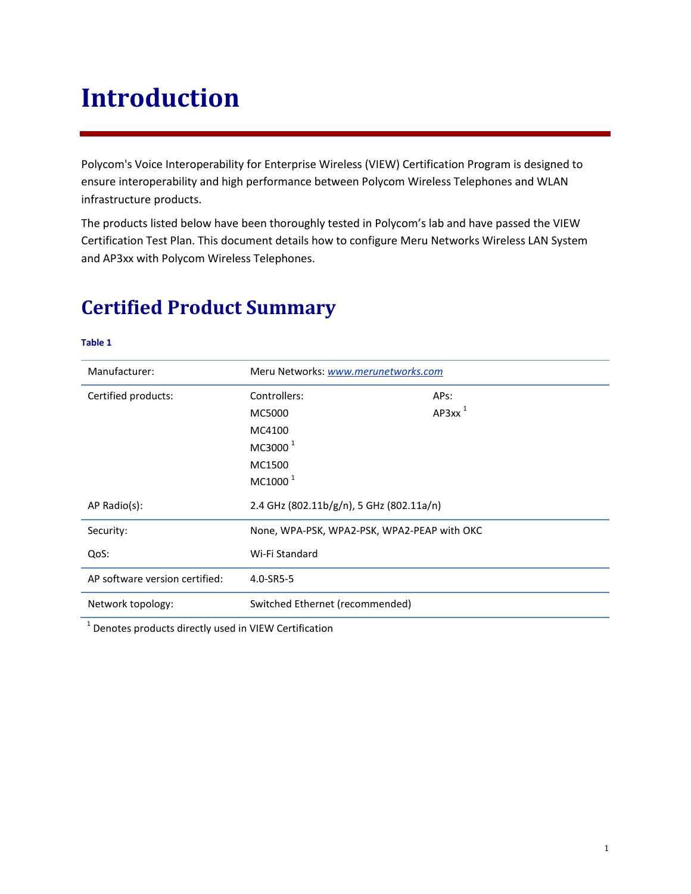# Introduction

Polycom's Voice Interoperability for Enterprise Wireless (VIEW) Certification Program is designed to ensure interoperability and high performance between Polycom Wireless Telephones and WLAN infrastructure products.

The products listed below have been thoroughly tested in Polycom's lab and have passed the VIEW Certification Test Plan. This document details how to configure Meru Networks Wireless LAN System and AP3xx with Polycom Wireless Telephones.

## Certified Product Summary

**Table 1**

| | | |
|---|---|---|
| Manufacturer: | Meru Networks: *[www.merunetworks.com](http://www.merunetworks.com)* | |
| Certified products: | Controllers:<br>MC5000<br>MC4100<br>MC3000 [1]<br>MC1500<br>MC1000 [1] | APs:<br>AP3xx [1] |
| AP Radio(s): | 2.4 GHz (802.11b/g/n), 5 GHz (802.11a/n) | |
| Security: | None, WPA-PSK, WPA2-PSK, WPA2-PEAP with OKC | |
| QoS: | Wi-Fi Standard | |
| AP software version certified: | 4.0-SR5-5 | |
| Network topology: | Switched Ethernet (recommended) | |

[1] Denotes products directly used in VIEW Certification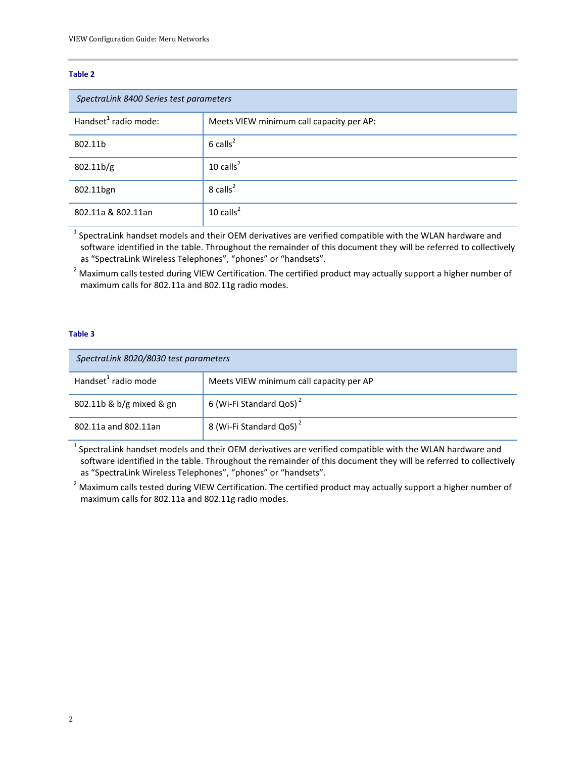**Table 2**

| *SpectraLink 8400 Series test parameters* | |
|---|---|
| Handset[1] radio mode: | Meets VIEW minimum call capacity per AP: |
| 802.11b | 6 calls[2] |
| 802.11b/g | 10 calls[2] |
| 802.11bgn | 8 calls[2] |
| 802.11a & 802.11an | 10 calls[2] |

[1] SpectraLink handset models and their OEM derivatives are verified compatible with the WLAN hardware and software identified in the table. Throughout the remainder of this document they will be referred to collectively as “SpectraLink Wireless Telephones”, “phones” or “handsets”.

[2] Maximum calls tested during VIEW Certification. The certified product may actually support a higher number of maximum calls for 802.11a and 802.11g radio modes.

**Table 3**

| *SpectraLink 8020/8030 test parameters* | |
|---|---|
| Handset[1] radio mode | Meets VIEW minimum call capacity per AP |
| 802.11b & b/g mixed & gn | 6 (Wi-Fi Standard QoS)[2] |
| 802.11a and 802.11an | 8 (Wi-Fi Standard QoS)[2] |

[1] SpectraLink handset models and their OEM derivatives are verified compatible with the WLAN hardware and software identified in the table. Throughout the remainder of this document they will be referred to collectively as “SpectraLink Wireless Telephones”, “phones” or “handsets”.

[2] Maximum calls tested during VIEW Certification. The certified product may actually support a higher number of maximum calls for 802.11a and 802.11g radio modes.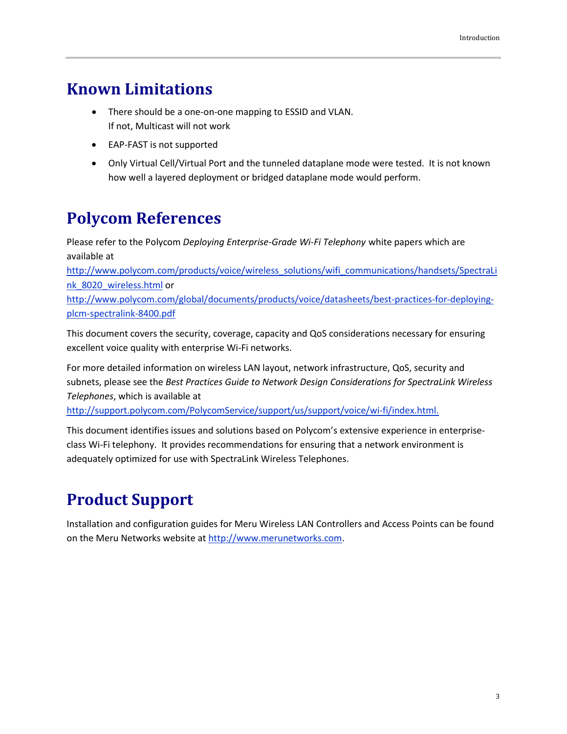# Known Limitations

- There should be a one-on-one mapping to ESSID and VLAN.
  If not, Multicast will not work
- EAP-FAST is not supported
- Only Virtual Cell/Virtual Port and the tunneled dataplane mode were tested. It is not known how well a layered deployment or bridged dataplane mode would perform.

# Polycom References

Please refer to the Polycom *Deploying Enterprise-Grade Wi-Fi Telephony* white papers which are available at
http://www.polycom.com/products/voice/wireless_solutions/wifi_communications/handsets/SpectraLink_8020_wireless.html or
http://www.polycom.com/global/documents/products/voice/datasheets/best-practices-for-deploying-plcm-spectralink-8400.pdf

This document covers the security, coverage, capacity and QoS considerations necessary for ensuring excellent voice quality with enterprise Wi-Fi networks.

For more detailed information on wireless LAN layout, network infrastructure, QoS, security and subnets, please see the *Best Practices Guide to Network Design Considerations for SpectraLink Wireless Telephones*, which is available at
http://support.polycom.com/PolycomService/support/us/support/voice/wi-fi/index.html.

This document identifies issues and solutions based on Polycom's extensive experience in enterprise-class Wi-Fi telephony. It provides recommendations for ensuring that a network environment is adequately optimized for use with SpectraLink Wireless Telephones.

# Product Support

Installation and configuration guides for Meru Wireless LAN Controllers and Access Points can be found on the Meru Networks website at http://www.merunetworks.com.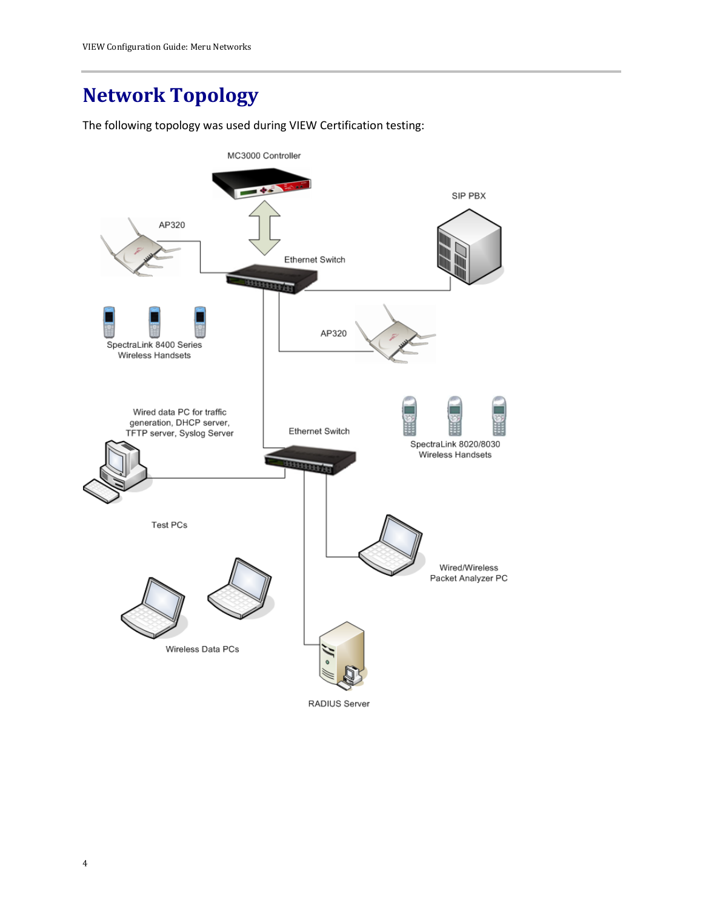# Network Topology

The following topology was used during VIEW Certification testing:

MC3000 Controller

SIP PBX

AP320

Ethernet Switch

SpectraLink 8400 Series Wireless Handsets

AP320

Wired data PC for traffic generation, DHCP server, TFTP server, Syslog Server

Ethernet Switch

SpectraLink 8020/8030 Wireless Handsets

Test PCs

Wired/Wireless Packet Analyzer PC

Wireless Data PCs

RADIUS Server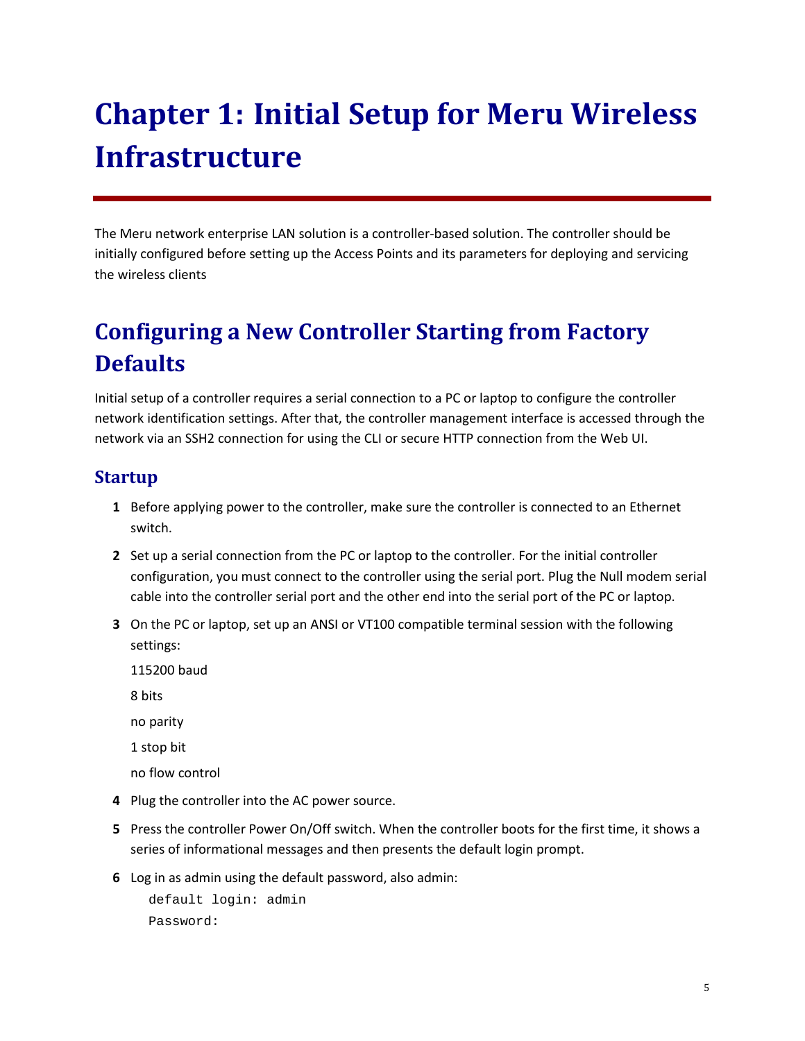# Chapter 1: Initial Setup for Meru Wireless Infrastructure

The Meru network enterprise LAN solution is a controller-based solution. The controller should be initially configured before setting up the Access Points and its parameters for deploying and servicing the wireless clients

## Configuring a New Controller Starting from Factory Defaults

Initial setup of a controller requires a serial connection to a PC or laptop to configure the controller network identification settings. After that, the controller management interface is accessed through the network via an SSH2 connection for using the CLI or secure HTTP connection from the Web UI.

### Startup

1. Before applying power to the controller, make sure the controller is connected to an Ethernet switch.
2. Set up a serial connection from the PC or laptop to the controller. For the initial controller configuration, you must connect to the controller using the serial port. Plug the Null modem serial cable into the controller serial port and the other end into the serial port of the PC or laptop.
3. On the PC or laptop, set up an ANSI or VT100 compatible terminal session with the following settings:

   115200 baud

   8 bits

   no parity

   1 stop bit

   no flow control
4. Plug the controller into the AC power source.
5. Press the controller Power On/Off switch. When the controller boots for the first time, it shows a series of informational messages and then presents the default login prompt.
6. Log in as admin using the default password, also admin:

```
default login: admin
Password:
```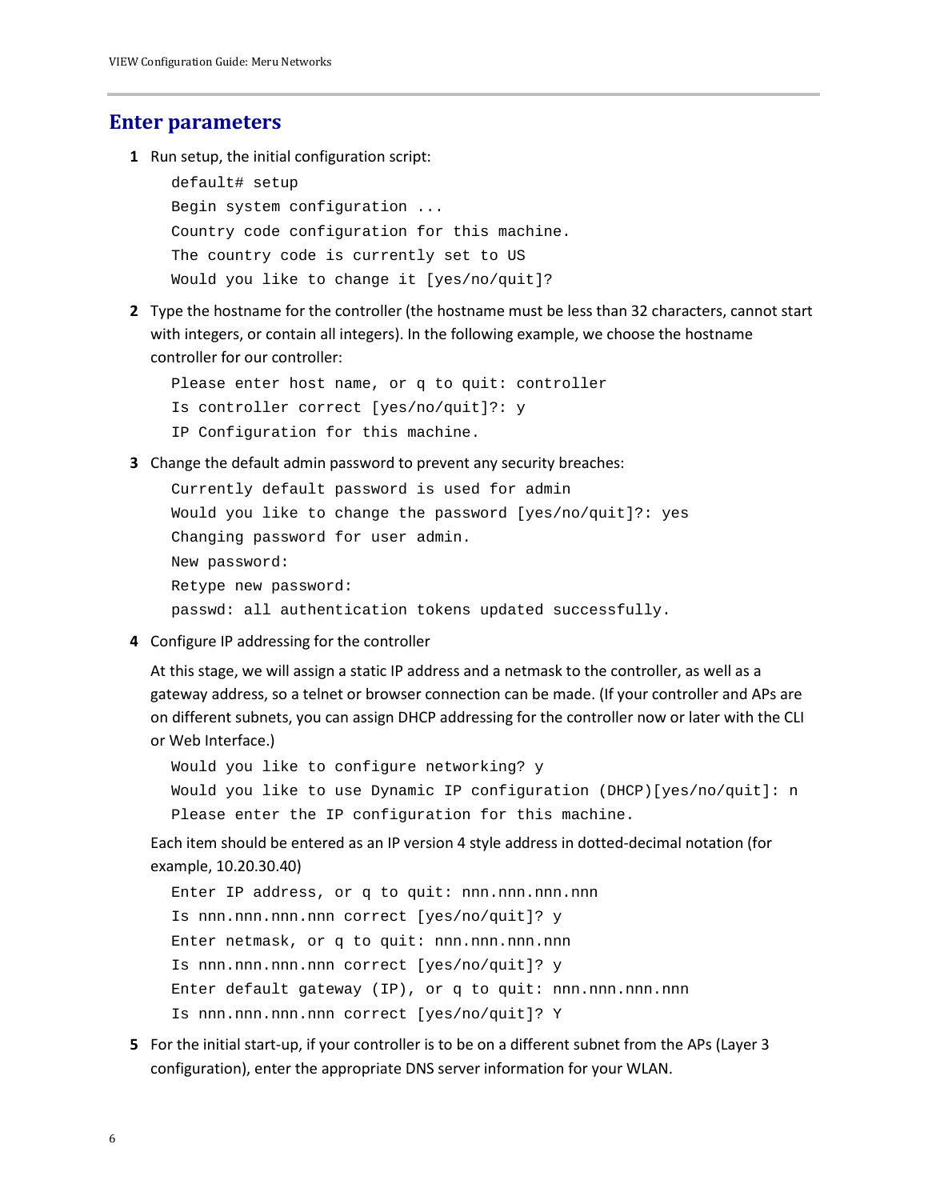## Enter parameters

1 Run setup, the initial configuration script:

```
default# setup
Begin system configuration ...
Country code configuration for this machine.
The country code is currently set to US
Would you like to change it [yes/no/quit]?
```

2 Type the hostname for the controller (the hostname must be less than 32 characters, cannot start with integers, or contain all integers). In the following example, we choose the hostname controller for our controller:

```
Please enter host name, or q to quit: controller
Is controller correct [yes/no/quit]?: y
IP Configuration for this machine.
```

3 Change the default admin password to prevent any security breaches:

```
Currently default password is used for admin
Would you like to change the password [yes/no/quit]?: yes
Changing password for user admin.
New password:
Retype new password:
passwd: all authentication tokens updated successfully.
```

4 Configure IP addressing for the controller

At this stage, we will assign a static IP address and a netmask to the controller, as well as a gateway address, so a telnet or browser connection can be made. (If your controller and APs are on different subnets, you can assign DHCP addressing for the controller now or later with the CLI or Web Interface.)

```
Would you like to configure networking? y
Would you like to use Dynamic IP configuration (DHCP)[yes/no/quit]: n
Please enter the IP configuration for this machine.
```

Each item should be entered as an IP version 4 style address in dotted-decimal notation (for example, 10.20.30.40)

```
Enter IP address, or q to quit: nnn.nnn.nnn.nnn
Is nnn.nnn.nnn.nnn correct [yes/no/quit]? y
Enter netmask, or q to quit: nnn.nnn.nnn.nnn
Is nnn.nnn.nnn.nnn correct [yes/no/quit]? y
Enter default gateway (IP), or q to quit: nnn.nnn.nnn.nnn
Is nnn.nnn.nnn.nnn correct [yes/no/quit]? Y
```

5 For the initial start-up, if your controller is to be on a different subnet from the APs (Layer 3 configuration), enter the appropriate DNS server information for your WLAN.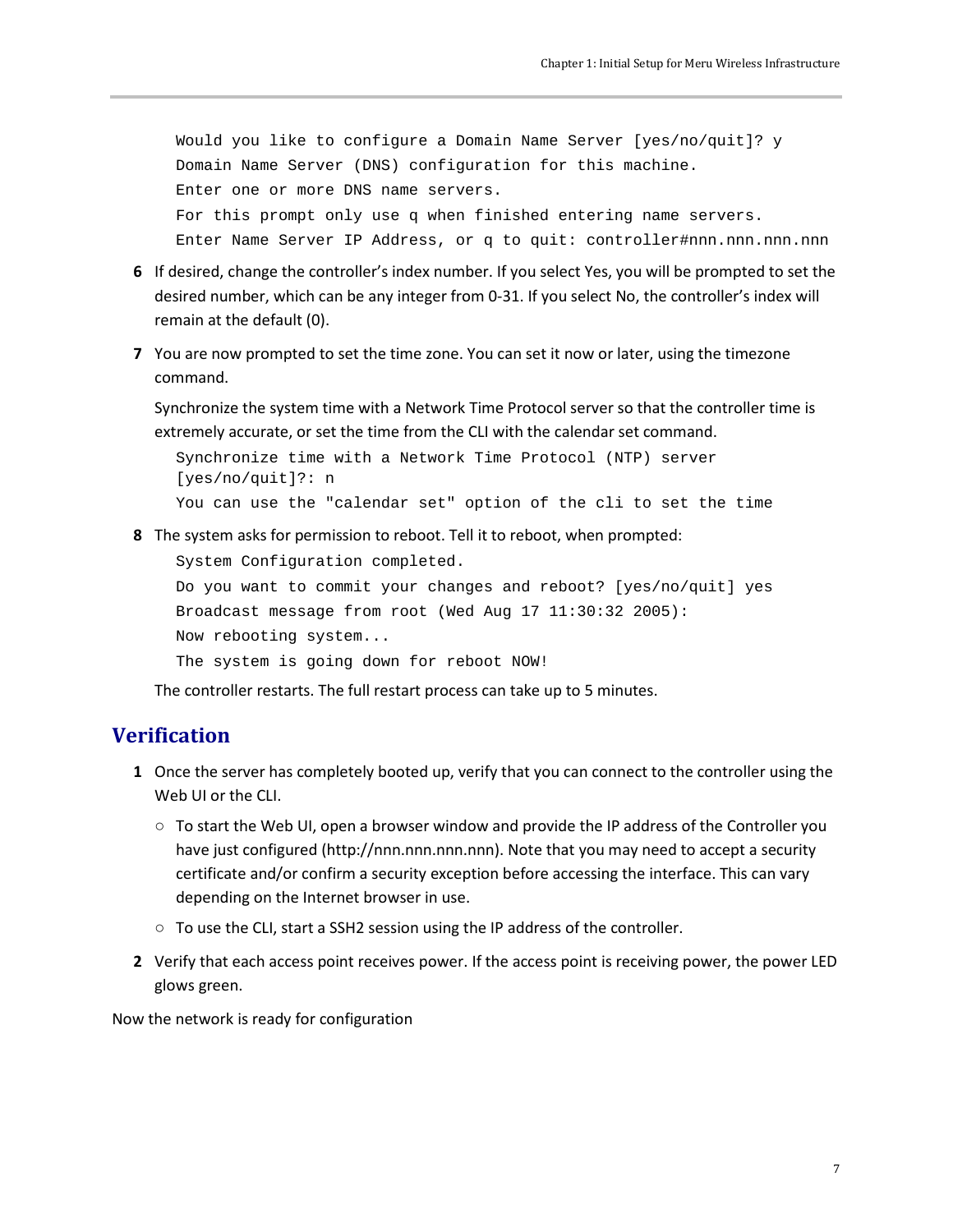```
Would you like to configure a Domain Name Server [yes/no/quit]? y
Domain Name Server (DNS) configuration for this machine.
Enter one or more DNS name servers.
For this prompt only use q when finished entering name servers.
Enter Name Server IP Address, or q to quit: controller#nnn.nnn.nnn.nnn
```

6. If desired, change the controller's index number. If you select Yes, you will be prompted to set the desired number, which can be any integer from 0-31. If you select No, the controller's index will remain at the default (0).

7. You are now prompted to set the time zone. You can set it now or later, using the timezone command.

   Synchronize the system time with a Network Time Protocol server so that the controller time is extremely accurate, or set the time from the CLI with the calendar set command.

   ```
   Synchronize time with a Network Time Protocol (NTP) server
   [yes/no/quit]?: n
   You can use the "calendar set" option of the cli to set the time
   ```

8. The system asks for permission to reboot. Tell it to reboot, when prompted:

   ```
   System Configuration completed.
   Do you want to commit your changes and reboot? [yes/no/quit] yes
   Broadcast message from root (Wed Aug 17 11:30:32 2005):
   Now rebooting system...
   The system is going down for reboot NOW!
   ```

   The controller restarts. The full restart process can take up to 5 minutes.

## Verification

1. Once the server has completely booted up, verify that you can connect to the controller using the Web UI or the CLI.
   - To start the Web UI, open a browser window and provide the IP address of the Controller you have just configured (http://nnn.nnn.nnn.nnn). Note that you may need to accept a security certificate and/or confirm a security exception before accessing the interface. This can vary depending on the Internet browser in use.
   - To use the CLI, start a SSH2 session using the IP address of the controller.
2. Verify that each access point receives power. If the access point is receiving power, the power LED glows green.

Now the network is ready for configuration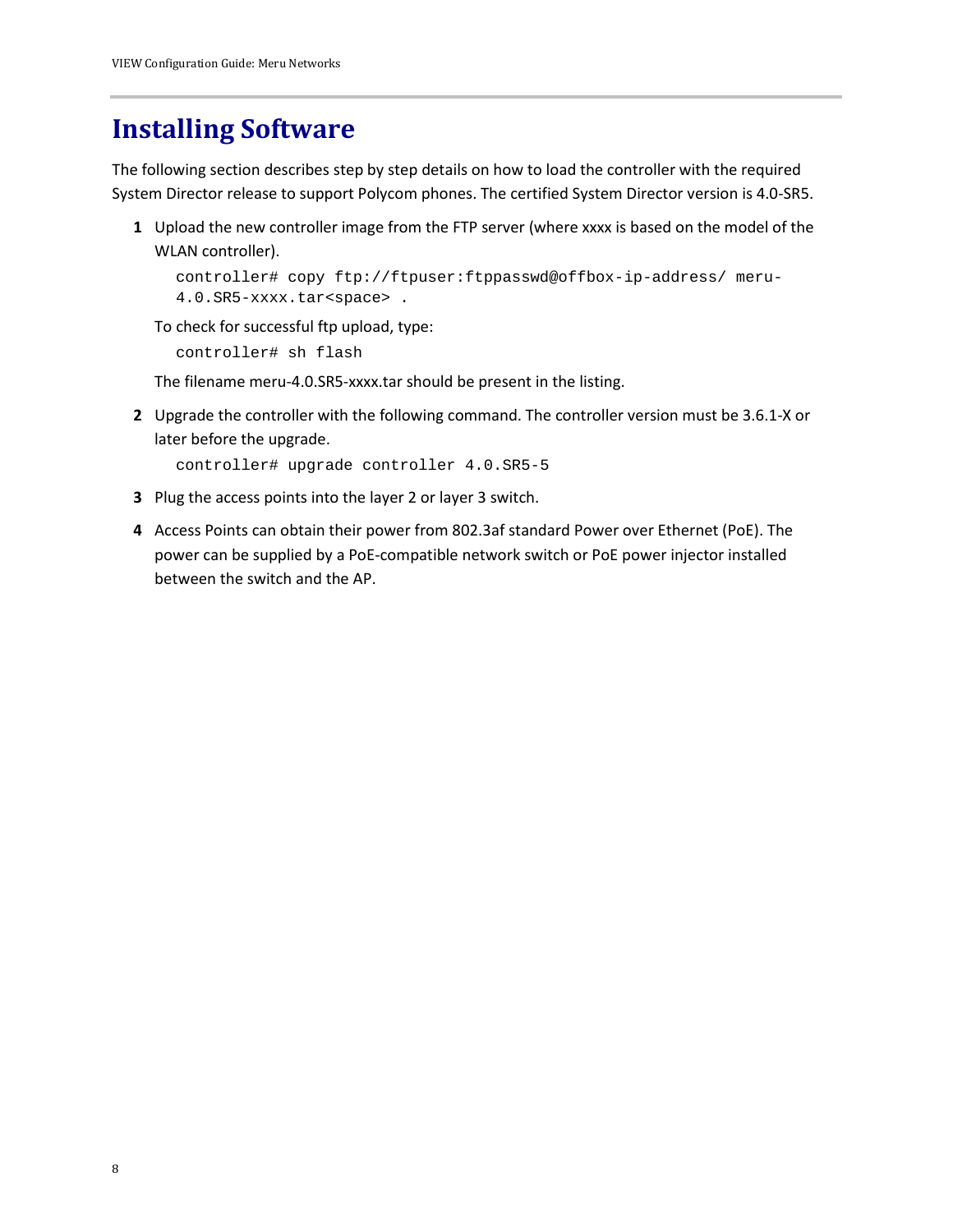# Installing Software

The following section describes step by step details on how to load the controller with the required System Director release to support Polycom phones. The certified System Director version is 4.0-SR5.

1. Upload the new controller image from the FTP server (where xxxx is based on the model of the WLAN controller).

   ```
   controller# copy ftp://ftpuser:ftppasswd@offbox-ip-address/ meru-
   4.0.SR5-xxxx.tar<space> .
   ```

   To check for successful ftp upload, type:

   ```
   controller# sh flash
   ```

   The filename meru-4.0.SR5-xxxx.tar should be present in the listing.

2. Upgrade the controller with the following command. The controller version must be 3.6.1-X or later before the upgrade.

   ```
   controller# upgrade controller 4.0.SR5-5
   ```

3. Plug the access points into the layer 2 or layer 3 switch.

4. Access Points can obtain their power from 802.3af standard Power over Ethernet (PoE). The power can be supplied by a PoE-compatible network switch or PoE power injector installed between the switch and the AP.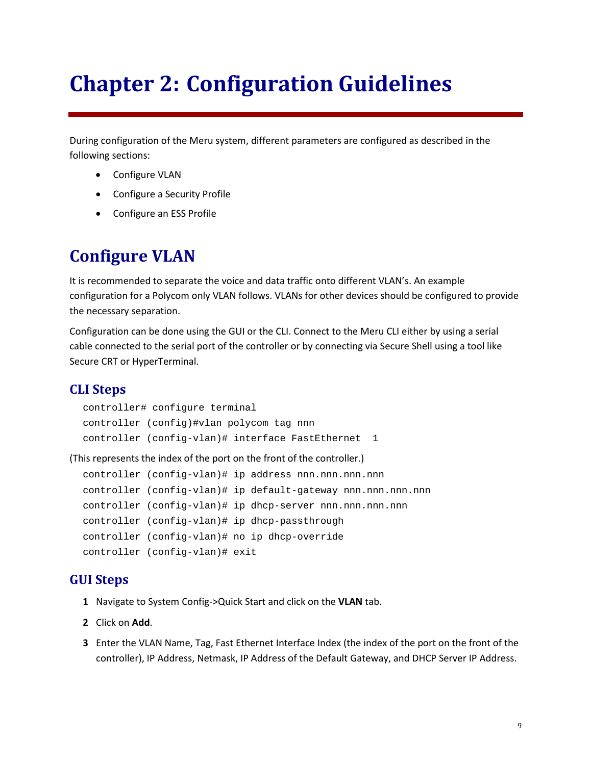# Chapter 2: Configuration Guidelines

During configuration of the Meru system, different parameters are configured as described in the following sections:

- Configure VLAN
- Configure a Security Profile
- Configure an ESS Profile

## Configure VLAN

It is recommended to separate the voice and data traffic onto different VLAN's. An example configuration for a Polycom only VLAN follows. VLANs for other devices should be configured to provide the necessary separation.

Configuration can be done using the GUI or the CLI. Connect to the Meru CLI either by using a serial cable connected to the serial port of the controller or by connecting via Secure Shell using a tool like Secure CRT or HyperTerminal.

### CLI Steps

```
controller# configure terminal
controller (config)#vlan polycom tag nnn
controller (config-vlan)# interface FastEthernet  1
```

(This represents the index of the port on the front of the controller.)

```
controller (config-vlan)# ip address nnn.nnn.nnn.nnn
controller (config-vlan)# ip default-gateway nnn.nnn.nnn.nnn
controller (config-vlan)# ip dhcp-server nnn.nnn.nnn.nnn
controller (config-vlan)# ip dhcp-passthrough
controller (config-vlan)# no ip dhcp-override
controller (config-vlan)# exit
```

### GUI Steps

1. Navigate to System Config->Quick Start and click on the **VLAN** tab.
2. Click on **Add**.
3. Enter the VLAN Name, Tag, Fast Ethernet Interface Index (the index of the port on the front of the controller), IP Address, Netmask, IP Address of the Default Gateway, and DHCP Server IP Address.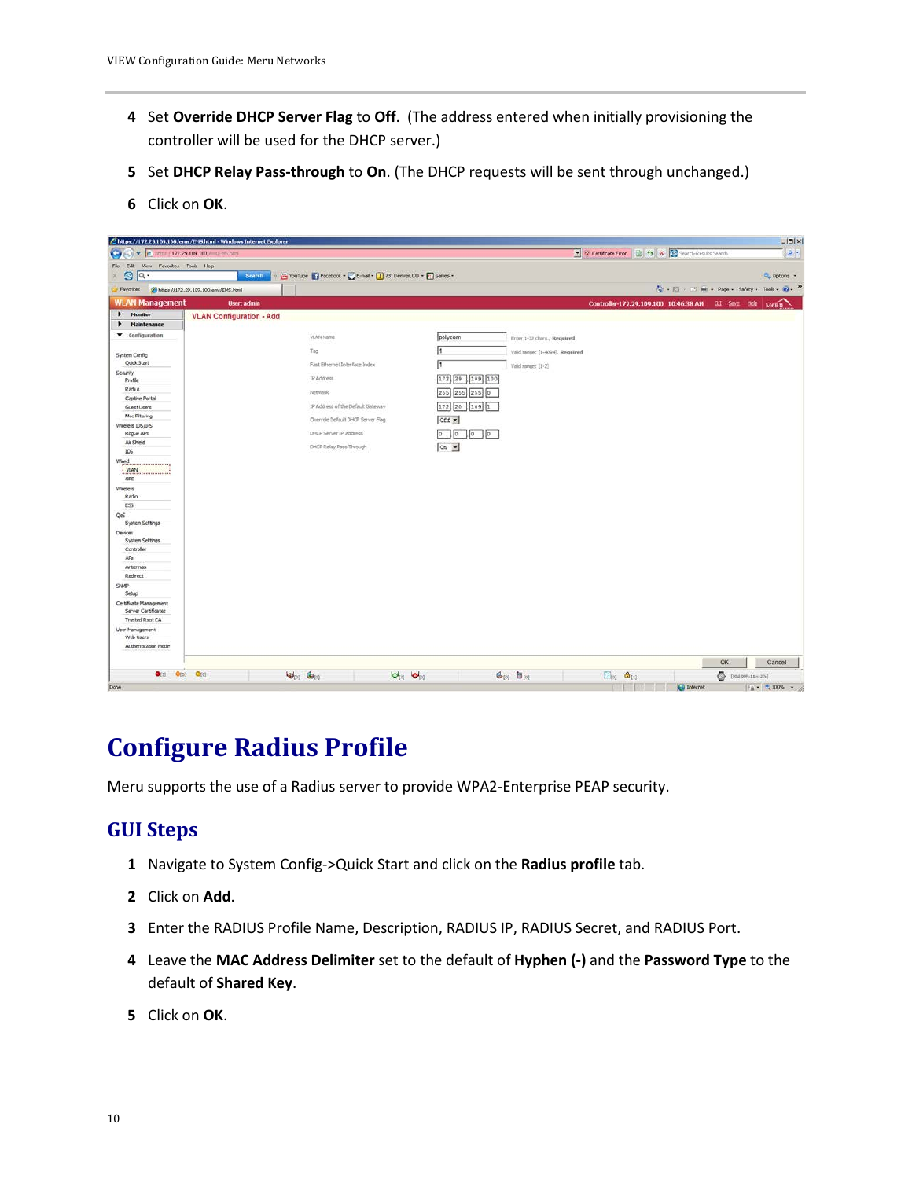4 Set **Override DHCP Server Flag** to **Off**. (The address entered when initially provisioning the controller will be used for the DHCP server.)

5 Set **DHCP Relay Pass-through** to **On**. (The DHCP requests will be sent through unchanged.)

6 Click on **OK**.

# Configure Radius Profile

Meru supports the use of a Radius server to provide WPA2-Enterprise PEAP security.

## GUI Steps

1 Navigate to System Config->Quick Start and click on the **Radius profile** tab.

2 Click on **Add**.

3 Enter the RADIUS Profile Name, Description, RADIUS IP, RADIUS Secret, and RADIUS Port.

4 Leave the **MAC Address Delimiter** set to the default of **Hyphen (-)** and the **Password Type** to the default of **Shared Key**.

5 Click on **OK**.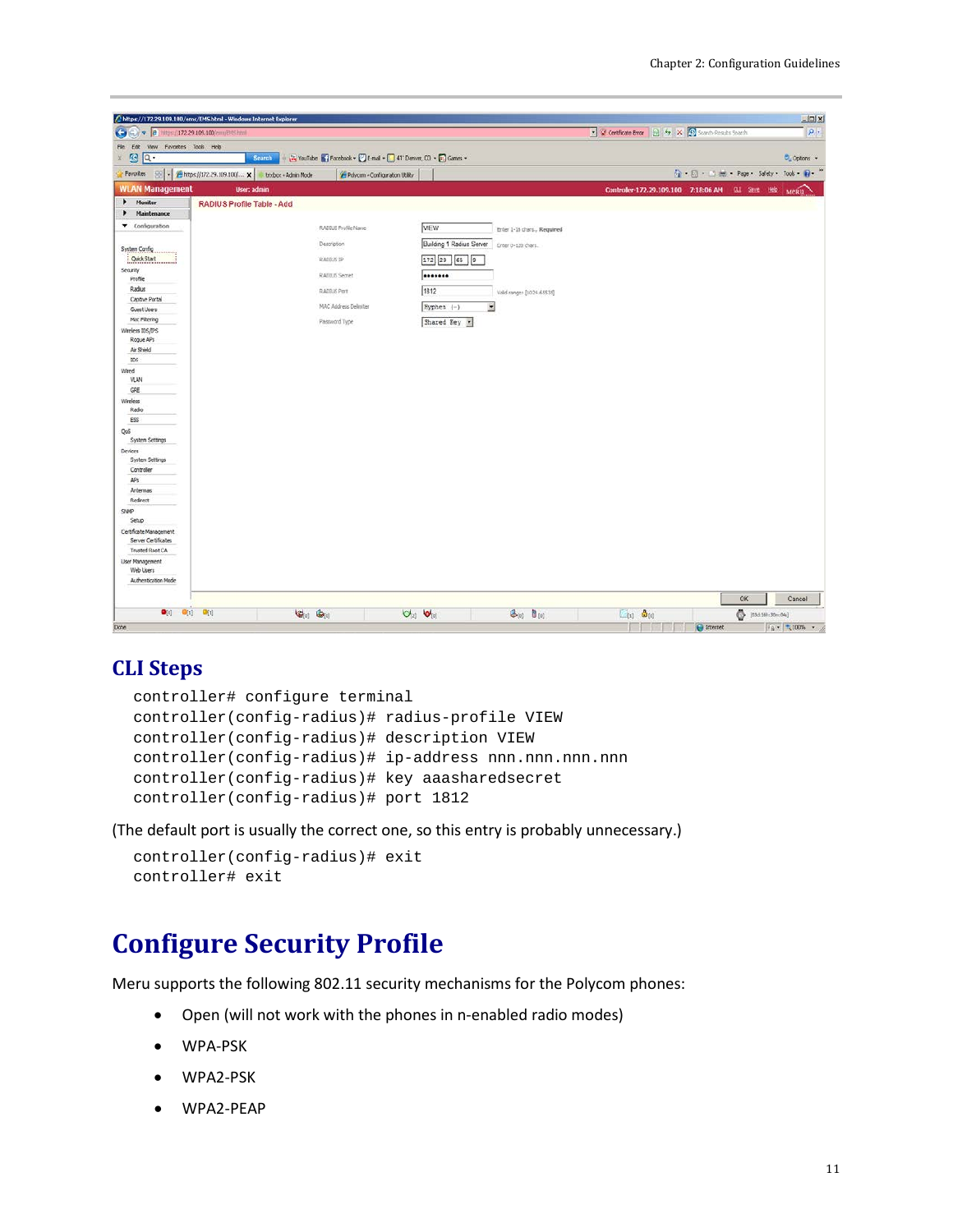## CLI Steps

```
controller# configure terminal
controller(config-radius)# radius-profile VIEW
controller(config-radius)# description VIEW
controller(config-radius)# ip-address nnn.nnn.nnn.nnn
controller(config-radius)# key aaasharedsecret
controller(config-radius)# port 1812
```

(The default port is usually the correct one, so this entry is probably unnecessary.)

```
controller(config-radius)# exit
controller# exit
```

# Configure Security Profile

Meru supports the following 802.11 security mechanisms for the Polycom phones:

- Open (will not work with the phones in n-enabled radio modes)
- WPA-PSK
- WPA2-PSK
- WPA2-PEAP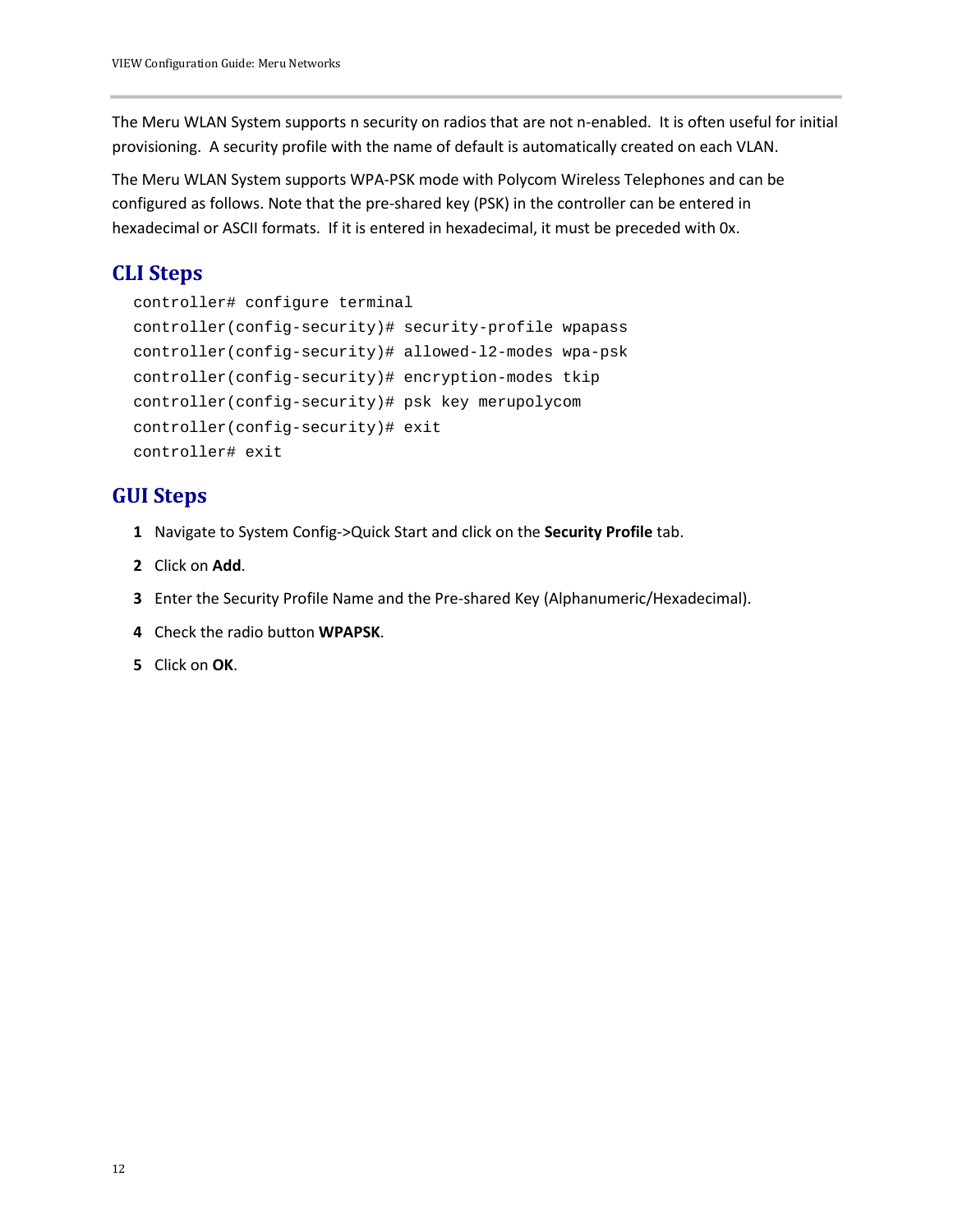The Meru WLAN System supports n security on radios that are not n-enabled. It is often useful for initial provisioning. A security profile with the name of default is automatically created on each VLAN.

The Meru WLAN System supports WPA-PSK mode with Polycom Wireless Telephones and can be configured as follows. Note that the pre-shared key (PSK) in the controller can be entered in hexadecimal or ASCII formats. If it is entered in hexadecimal, it must be preceded with 0x.

## CLI Steps

```
controller# configure terminal
controller(config-security)# security-profile wpapass
controller(config-security)# allowed-l2-modes wpa-psk
controller(config-security)# encryption-modes tkip
controller(config-security)# psk key merupolycom
controller(config-security)# exit
controller# exit
```

## GUI Steps

1. Navigate to System Config->Quick Start and click on the **Security Profile** tab.
2. Click on **Add**.
3. Enter the Security Profile Name and the Pre-shared Key (Alphanumeric/Hexadecimal).
4. Check the radio button **WPAPSK**.
5. Click on **OK**.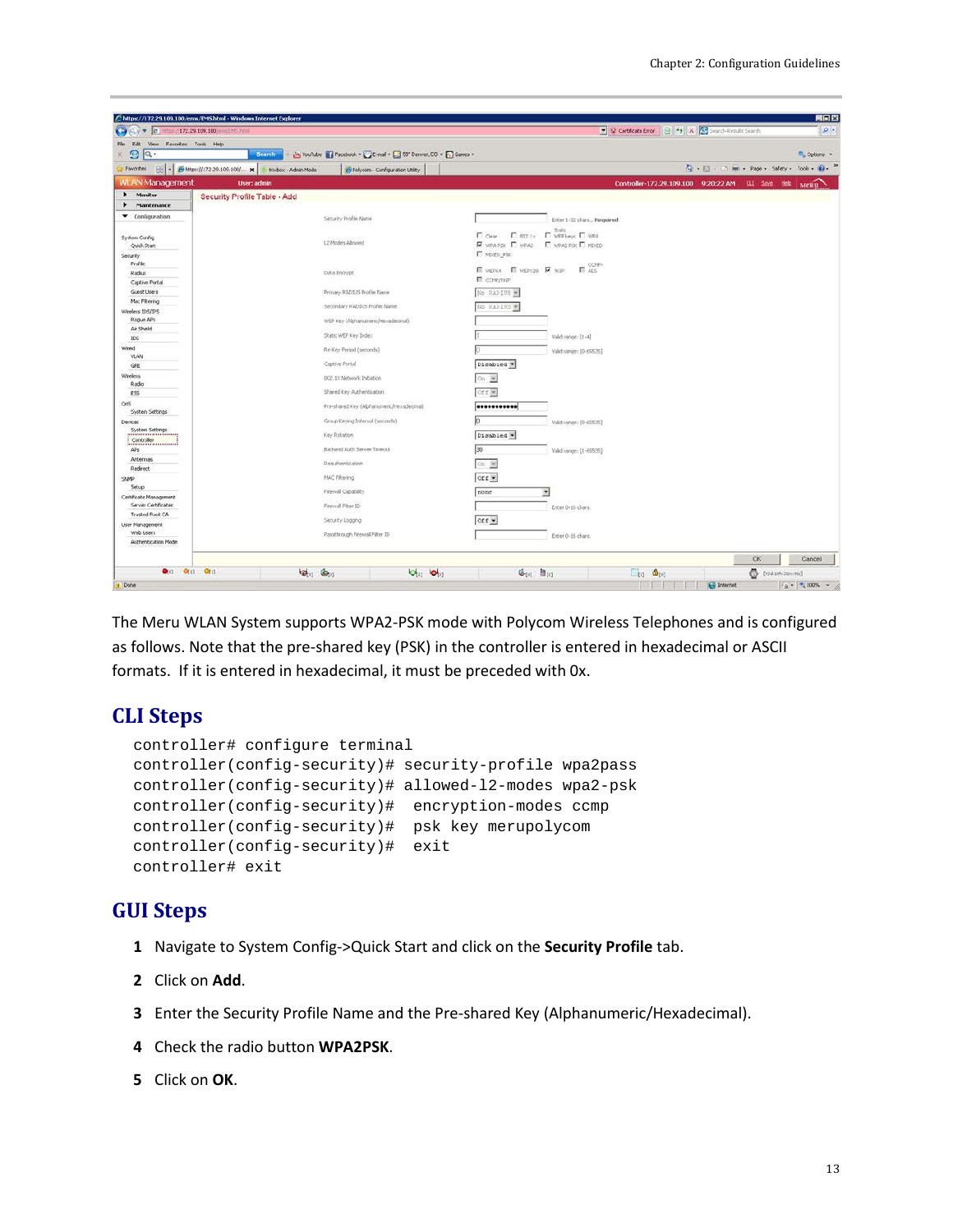The Meru WLAN System supports WPA2-PSK mode with Polycom Wireless Telephones and is configured as follows. Note that the pre-shared key (PSK) in the controller is entered in hexadecimal or ASCII formats. If it is entered in hexadecimal, it must be preceded with 0x.

## CLI Steps

```
controller# configure terminal
controller(config-security)# security-profile wpa2pass
controller(config-security)# allowed-l2-modes wpa2-psk
controller(config-security)#  encryption-modes ccmp
controller(config-security)#  psk key merupolycom
controller(config-security)#  exit
controller# exit
```

## GUI Steps

1. Navigate to System Config->Quick Start and click on the **Security Profile** tab.
2. Click on **Add**.
3. Enter the Security Profile Name and the Pre-shared Key (Alphanumeric/Hexadecimal).
4. Check the radio button **WPA2PSK**.
5. Click on **OK**.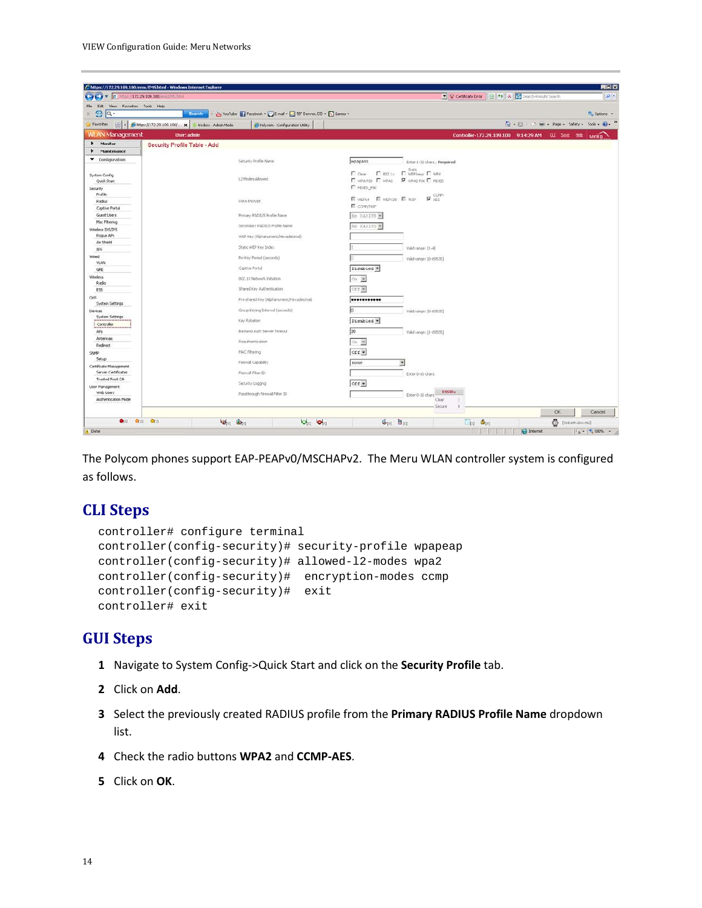The Polycom phones support EAP-PEAPv0/MSCHAPv2. The Meru WLAN controller system is configured as follows.

## CLI Steps

```
controller# configure terminal
controller(config-security)# security-profile wpapeap
controller(config-security)# allowed-l2-modes wpa2
controller(config-security)#  encryption-modes ccmp
controller(config-security)#  exit
controller# exit
```

## GUI Steps

1. Navigate to System Config->Quick Start and click on the **Security Profile** tab.
2. Click on **Add**.
3. Select the previously created RADIUS profile from the **Primary RADIUS Profile Name** dropdown list.
4. Check the radio buttons **WPA2** and **CCMP-AES**.
5. Click on **OK**.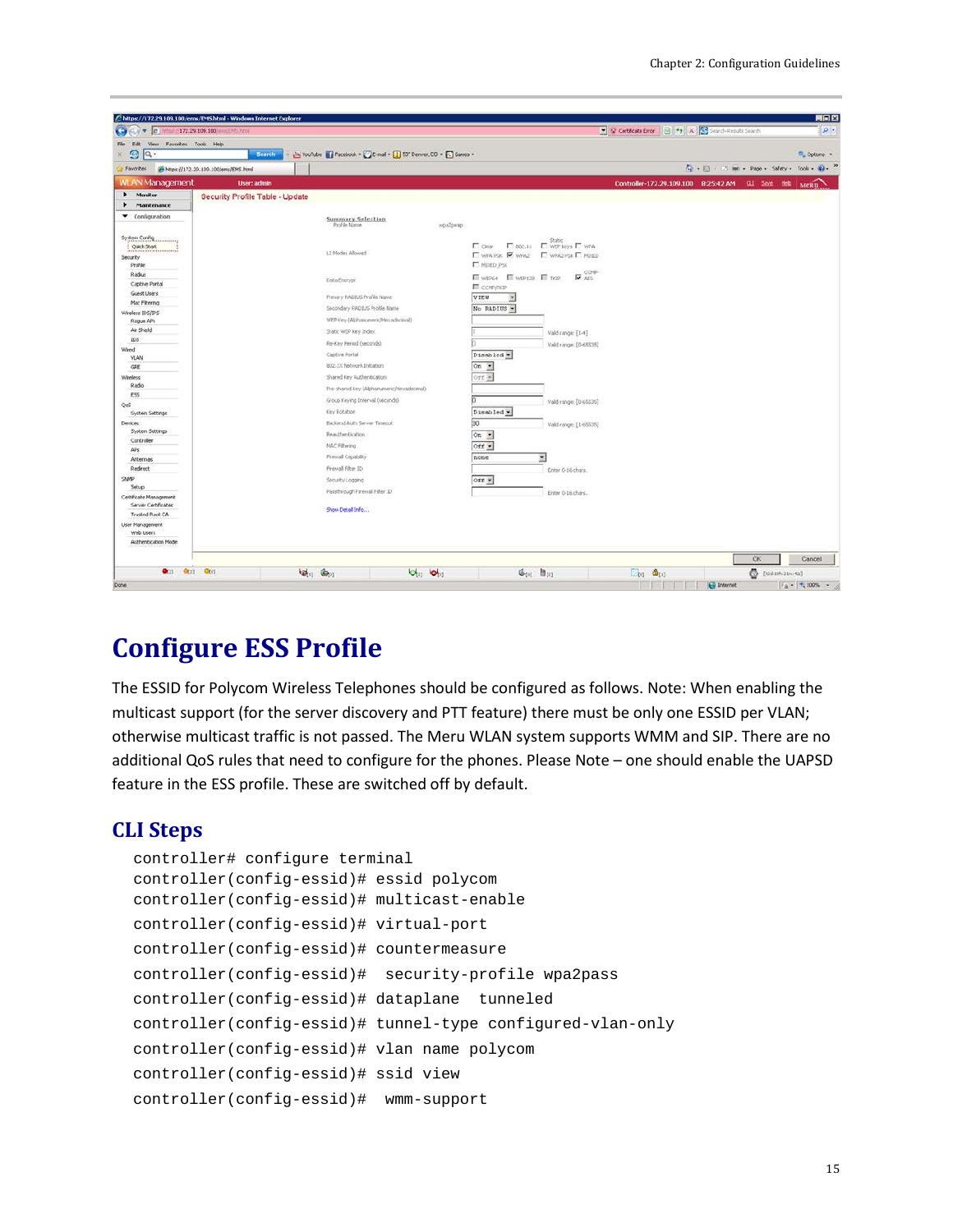# Configure ESS Profile

The ESSID for Polycom Wireless Telephones should be configured as follows. Note: When enabling the multicast support (for the server discovery and PTT feature) there must be only one ESSID per VLAN; otherwise multicast traffic is not passed. The Meru WLAN system supports WMM and SIP. There are no additional QoS rules that need to configure for the phones. Please Note – one should enable the UAPSD feature in the ESS profile. These are switched off by default.

## CLI Steps

```
controller# configure terminal
controller(config-essid)# essid polycom
controller(config-essid)# multicast-enable
controller(config-essid)# virtual-port
controller(config-essid)# countermeasure
controller(config-essid)#  security-profile wpa2pass
controller(config-essid)# dataplane  tunneled
controller(config-essid)# tunnel-type configured-vlan-only
controller(config-essid)# vlan name polycom
controller(config-essid)# ssid view
controller(config-essid)#  wmm-support
```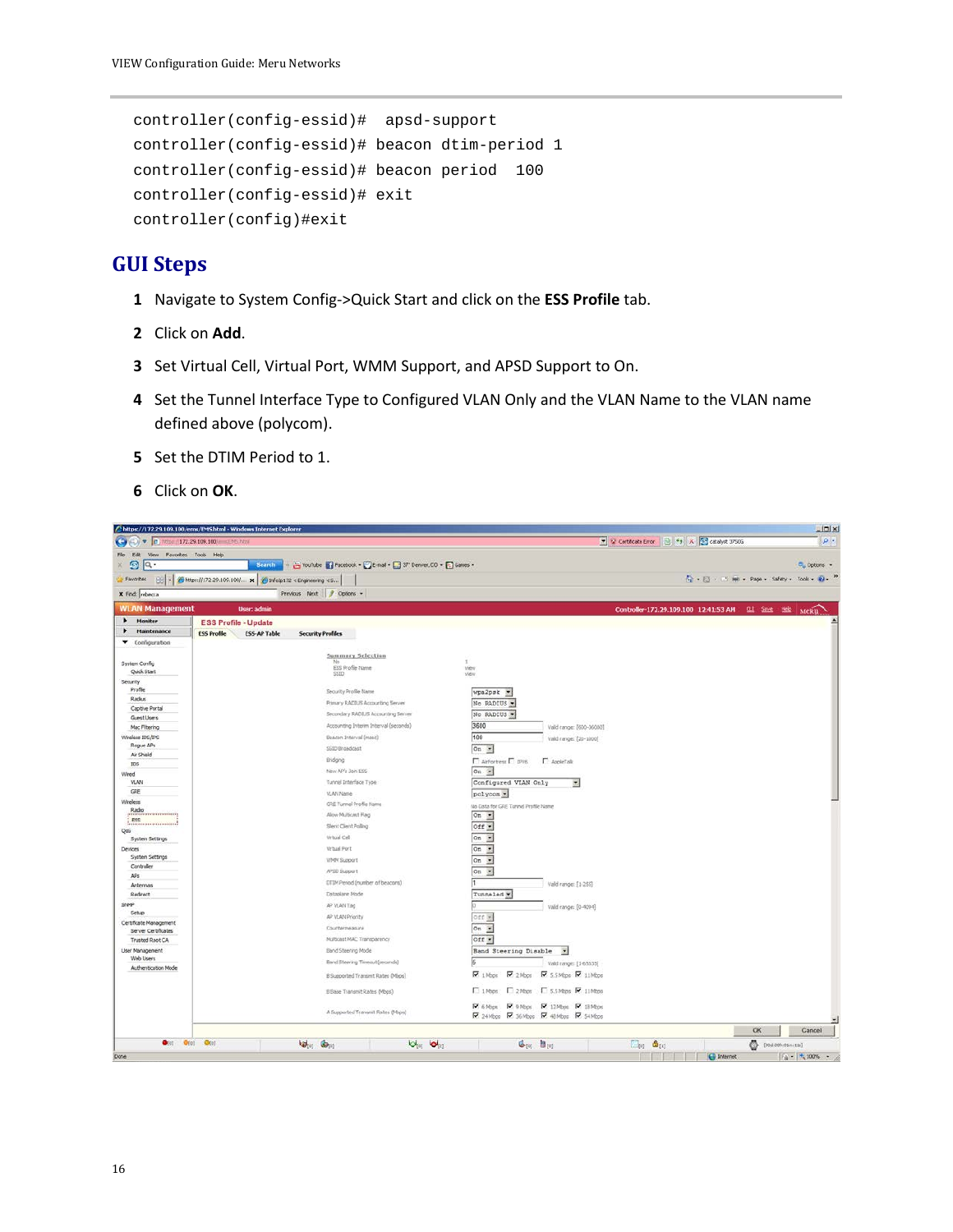```
controller(config-essid)#  apsd-support
controller(config-essid)# beacon dtim-period 1
controller(config-essid)# beacon period  100
controller(config-essid)# exit
controller(config)#exit
```

## GUI Steps

1. Navigate to System Config->Quick Start and click on the **ESS Profile** tab.
2. Click on **Add**.
3. Set Virtual Cell, Virtual Port, WMM Support, and APSD Support to On.
4. Set the Tunnel Interface Type to Configured VLAN Only and the VLAN Name to the VLAN name defined above (polycom).
5. Set the DTIM Period to 1.
6. Click on **OK**.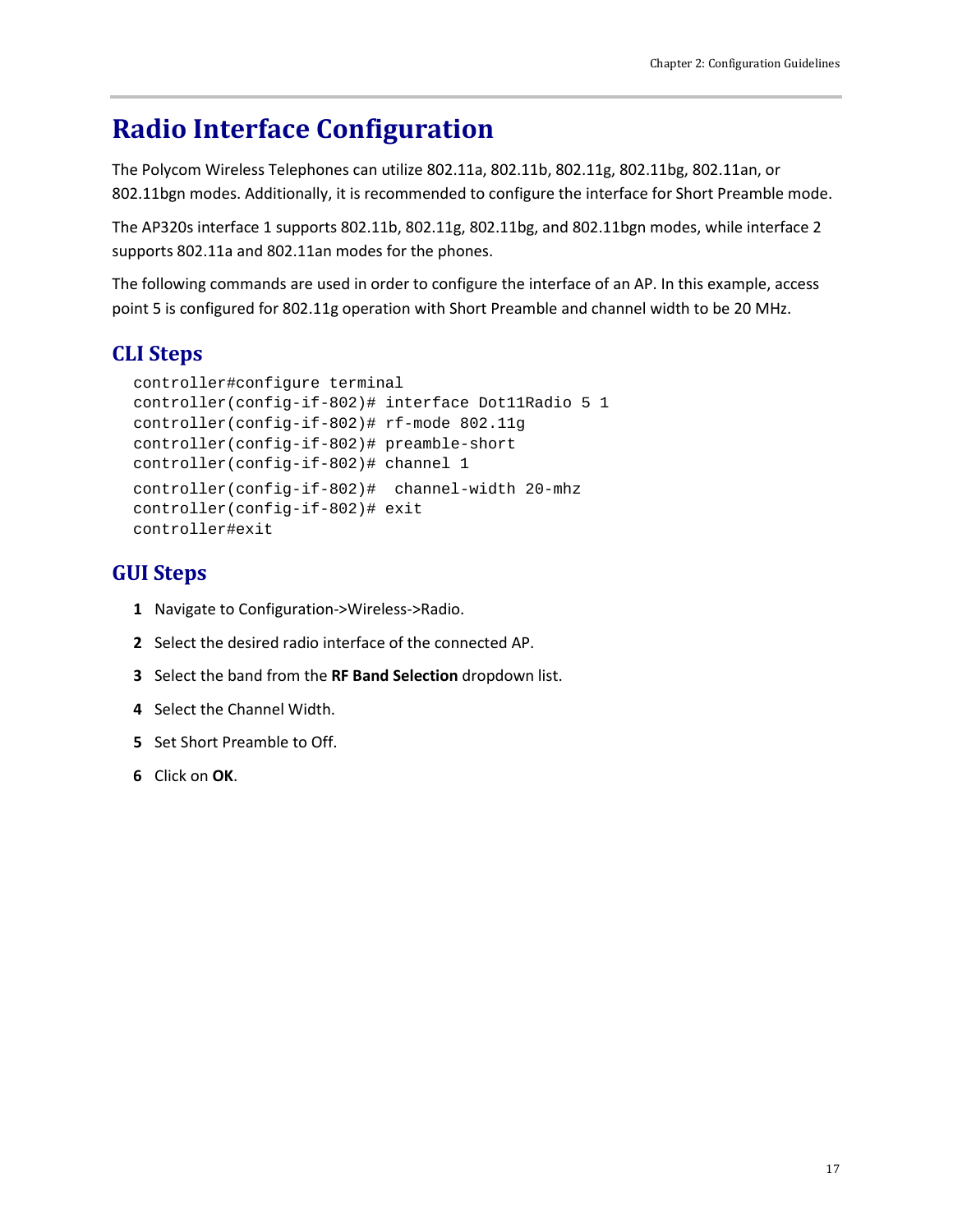# Radio Interface Configuration

The Polycom Wireless Telephones can utilize 802.11a, 802.11b, 802.11g, 802.11bg, 802.11an, or 802.11bgn modes. Additionally, it is recommended to configure the interface for Short Preamble mode.

The AP320s interface 1 supports 802.11b, 802.11g, 802.11bg, and 802.11bgn modes, while interface 2 supports 802.11a and 802.11an modes for the phones.

The following commands are used in order to configure the interface of an AP. In this example, access point 5 is configured for 802.11g operation with Short Preamble and channel width to be 20 MHz.

## CLI Steps

```
controller#configure terminal
controller(config-if-802)# interface Dot11Radio 5 1
controller(config-if-802)# rf-mode 802.11g
controller(config-if-802)# preamble-short
controller(config-if-802)# channel 1
controller(config-if-802)#  channel-width 20-mhz
controller(config-if-802)# exit
controller#exit
```

## GUI Steps

1. Navigate to Configuration->Wireless->Radio.
2. Select the desired radio interface of the connected AP.
3. Select the band from the **RF Band Selection** dropdown list.
4. Select the Channel Width.
5. Set Short Preamble to Off.
6. Click on **OK**.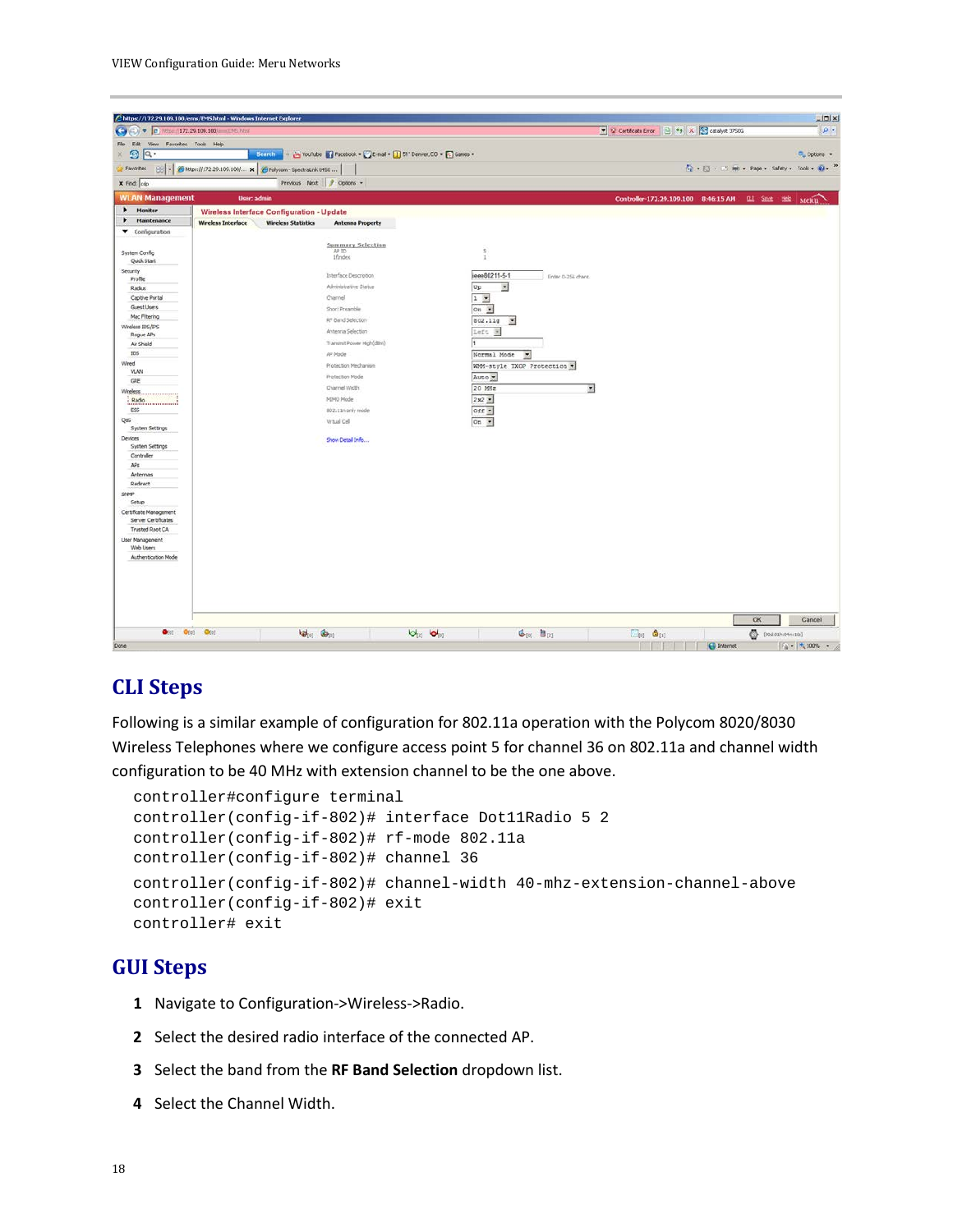## CLI Steps

Following is a similar example of configuration for 802.11a operation with the Polycom 8020/8030 Wireless Telephones where we configure access point 5 for channel 36 on 802.11a and channel width configuration to be 40 MHz with extension channel to be the one above.

```
controller#configure terminal
controller(config-if-802)# interface Dot11Radio 5 2
controller(config-if-802)# rf-mode 802.11a
controller(config-if-802)# channel 36
controller(config-if-802)# channel-width 40-mhz-extension-channel-above
controller(config-if-802)# exit
controller# exit
```

## GUI Steps

1. Navigate to Configuration->Wireless->Radio.
2. Select the desired radio interface of the connected AP.
3. Select the band from the **RF Band Selection** dropdown list.
4. Select the Channel Width.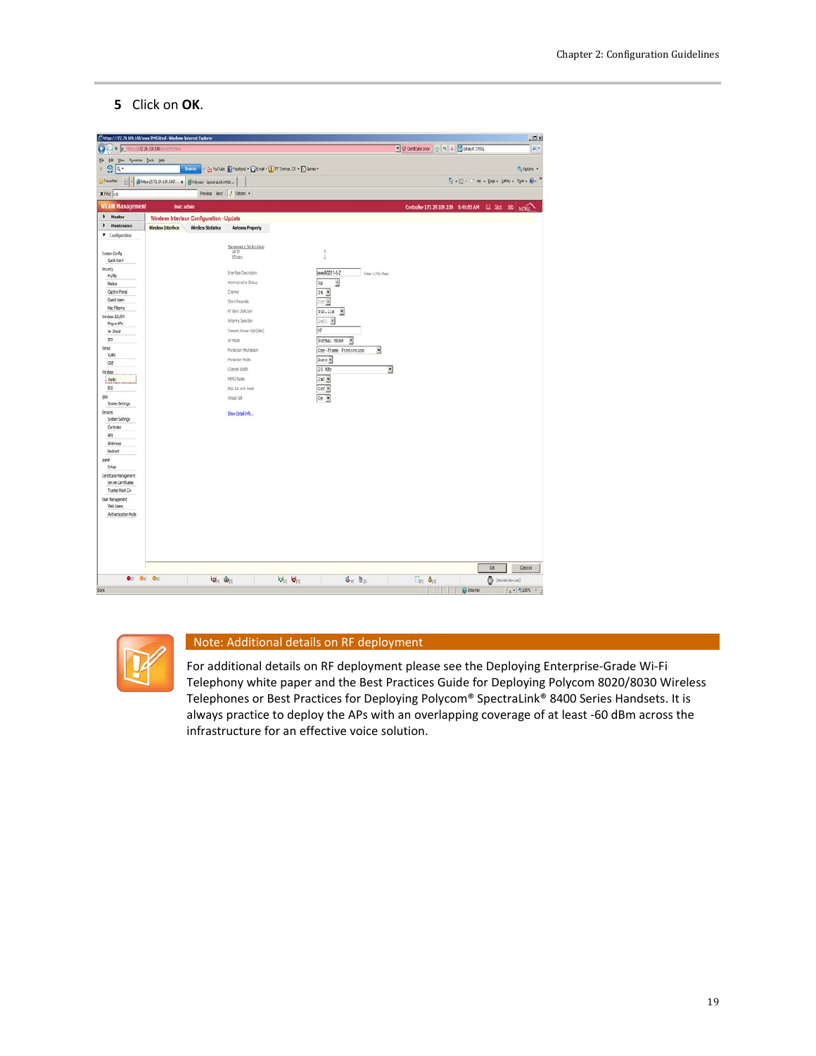5 Click on **OK**.

**Note: Additional details on RF deployment**

For additional details on RF deployment please see the Deploying Enterprise-Grade Wi-Fi Telephony white paper and the Best Practices Guide for Deploying Polycom 8020/8030 Wireless Telephones or Best Practices for Deploying Polycom® SpectraLink® 8400 Series Handsets. It is always practice to deploy the APs with an overlapping coverage of at least -60 dBm across the infrastructure for an effective voice solution.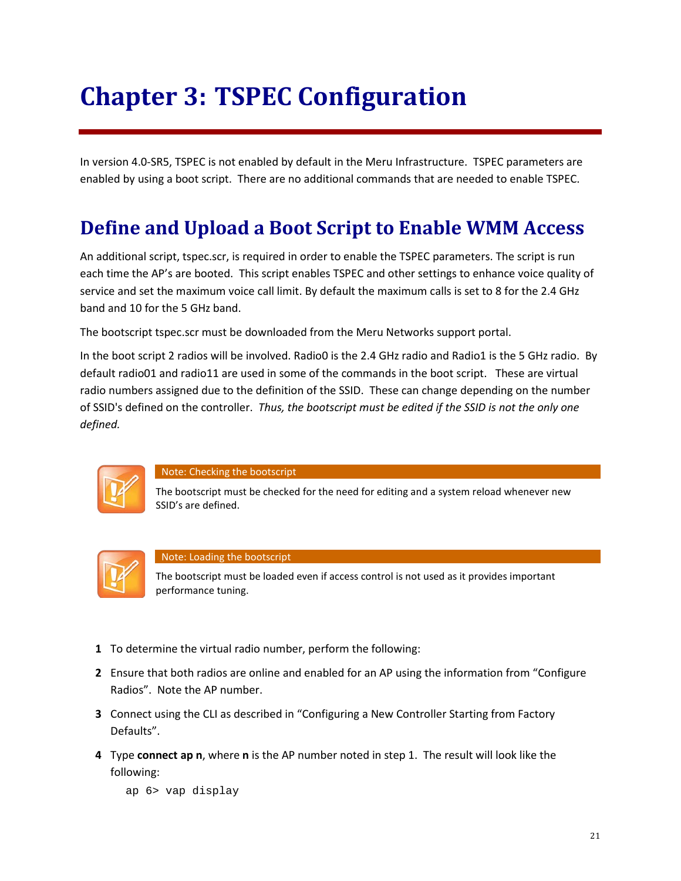# Chapter 3: TSPEC Configuration

In version 4.0-SR5, TSPEC is not enabled by default in the Meru Infrastructure. TSPEC parameters are enabled by using a boot script. There are no additional commands that are needed to enable TSPEC.

## Define and Upload a Boot Script to Enable WMM Access

An additional script, tspec.scr, is required in order to enable the TSPEC parameters. The script is run each time the AP's are booted. This script enables TSPEC and other settings to enhance voice quality of service and set the maximum voice call limit. By default the maximum calls is set to 8 for the 2.4 GHz band and 10 for the 5 GHz band.

The bootscript tspec.scr must be downloaded from the Meru Networks support portal.

In the boot script 2 radios will be involved. Radio0 is the 2.4 GHz radio and Radio1 is the 5 GHz radio. By default radio01 and radio11 are used in some of the commands in the boot script. These are virtual radio numbers assigned due to the definition of the SSID. These can change depending on the number of SSID's defined on the controller. *Thus, the bootscript must be edited if the SSID is not the only one defined.*

**Note: Checking the bootscript**

The bootscript must be checked for the need for editing and a system reload whenever new SSID's are defined.

**Note: Loading the bootscript**

The bootscript must be loaded even if access control is not used as it provides important performance tuning.

1. To determine the virtual radio number, perform the following:
2. Ensure that both radios are online and enabled for an AP using the information from "Configure Radios". Note the AP number.
3. Connect using the CLI as described in "Configuring a New Controller Starting from Factory Defaults".
4. Type **connect ap n**, where **n** is the AP number noted in step 1. The result will look like the following:

```
ap 6> vap display
```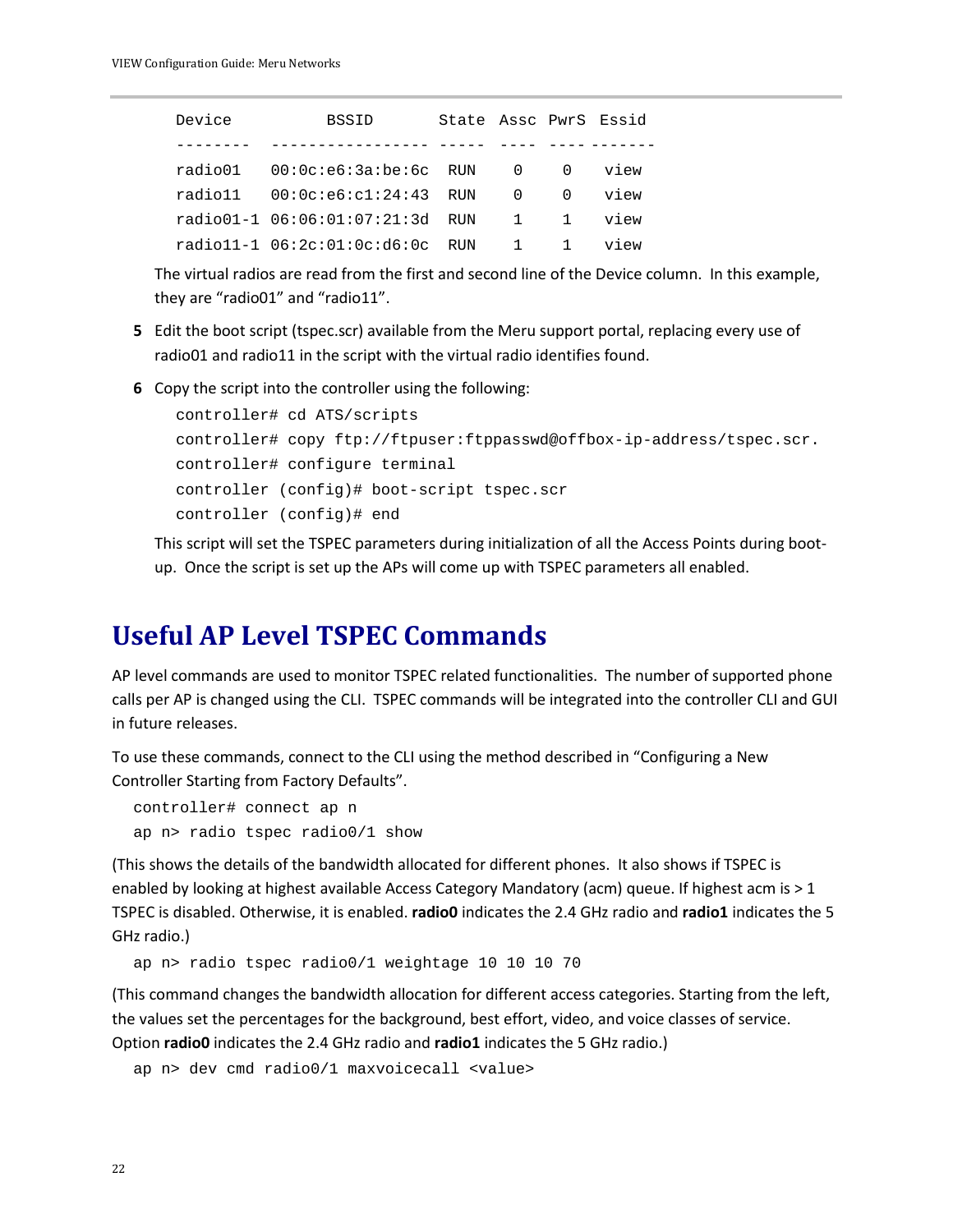```
Device          BSSID          State  Assc  PwrS  Essid
--------  -----------------  -----  ----  ----  -------
radio01   00:0c:e6:3a:be:6c  RUN    0     0     view
radio11   00:0c:e6:c1:24:43  RUN    0     0     view
radio01-1 06:06:01:07:21:3d  RUN    1     1     view
radio11-1 06:2c:01:0c:d6:0c  RUN    1     1     view
```

The virtual radios are read from the first and second line of the Device column. In this example, they are “radio01” and “radio11”.

5. Edit the boot script (tspec.scr) available from the Meru support portal, replacing every use of radio01 and radio11 in the script with the virtual radio identifies found.

6. Copy the script into the controller using the following:

```
controller# cd ATS/scripts
controller# copy ftp://ftpuser:ftppasswd@offbox-ip-address/tspec.scr.
controller# configure terminal
controller (config)# boot-script tspec.scr
controller (config)# end
```

This script will set the TSPEC parameters during initialization of all the Access Points during boot-up. Once the script is set up the APs will come up with TSPEC parameters all enabled.

# Useful AP Level TSPEC Commands

AP level commands are used to monitor TSPEC related functionalities. The number of supported phone calls per AP is changed using the CLI. TSPEC commands will be integrated into the controller CLI and GUI in future releases.

To use these commands, connect to the CLI using the method described in “Configuring a New Controller Starting from Factory Defaults”.

```
controller# connect ap n
ap n> radio tspec radio0/1 show
```

(This shows the details of the bandwidth allocated for different phones. It also shows if TSPEC is enabled by looking at highest available Access Category Mandatory (acm) queue. If highest acm is > 1 TSPEC is disabled. Otherwise, it is enabled. **radio0** indicates the 2.4 GHz radio and **radio1** indicates the 5 GHz radio.)

```
ap n> radio tspec radio0/1 weightage 10 10 10 70
```

(This command changes the bandwidth allocation for different access categories. Starting from the left, the values set the percentages for the background, best effort, video, and voice classes of service. Option **radio0** indicates the 2.4 GHz radio and **radio1** indicates the 5 GHz radio.)

```
ap n> dev cmd radio0/1 maxvoicecall <value>
```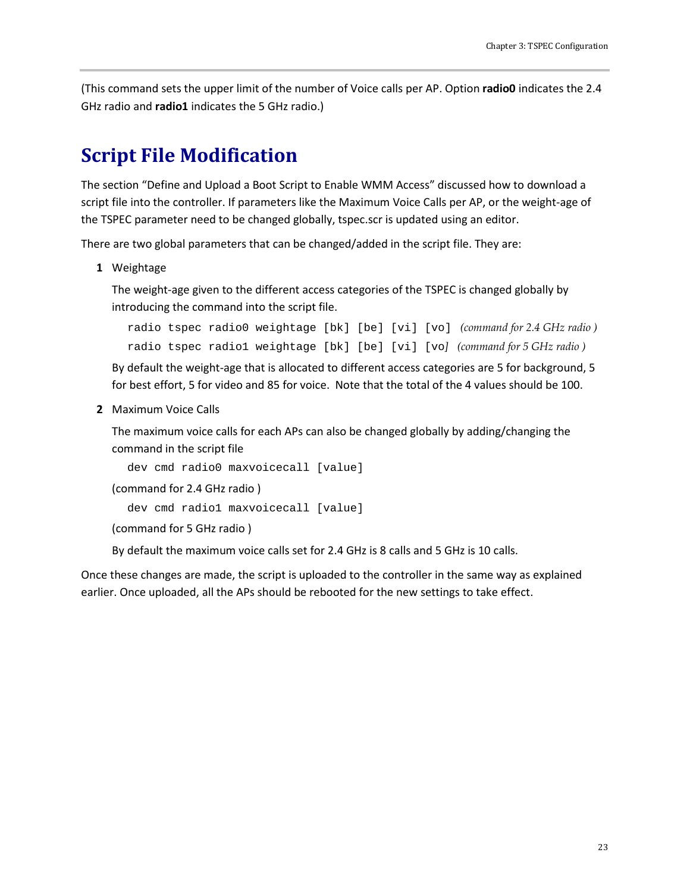(This command sets the upper limit of the number of Voice calls per AP. Option **radio0** indicates the 2.4 GHz radio and **radio1** indicates the 5 GHz radio.)

# Script File Modification

The section "Define and Upload a Boot Script to Enable WMM Access" discussed how to download a script file into the controller. If parameters like the Maximum Voice Calls per AP, or the weight-age of the TSPEC parameter need to be changed globally, tspec.scr is updated using an editor.

There are two global parameters that can be changed/added in the script file. They are:

**1** Weightage

The weight-age given to the different access categories of the TSPEC is changed globally by introducing the command into the script file.

```
radio tspec radio0 weightage [bk] [be] [vi] [vo]
```
*(command for 2.4 GHz radio )*

```
radio tspec radio1 weightage [bk] [be] [vi] [vo]
```
*(command for 5 GHz radio )*

By default the weight-age that is allocated to different access categories are 5 for background, 5 for best effort, 5 for video and 85 for voice. Note that the total of the 4 values should be 100.

**2** Maximum Voice Calls

The maximum voice calls for each APs can also be changed globally by adding/changing the command in the script file

```
dev cmd radio0 maxvoicecall [value]
```

(command for 2.4 GHz radio )

```
dev cmd radio1 maxvoicecall [value]
```

(command for 5 GHz radio )

By default the maximum voice calls set for 2.4 GHz is 8 calls and 5 GHz is 10 calls.

Once these changes are made, the script is uploaded to the controller in the same way as explained earlier. Once uploaded, all the APs should be rebooted for the new settings to take effect.